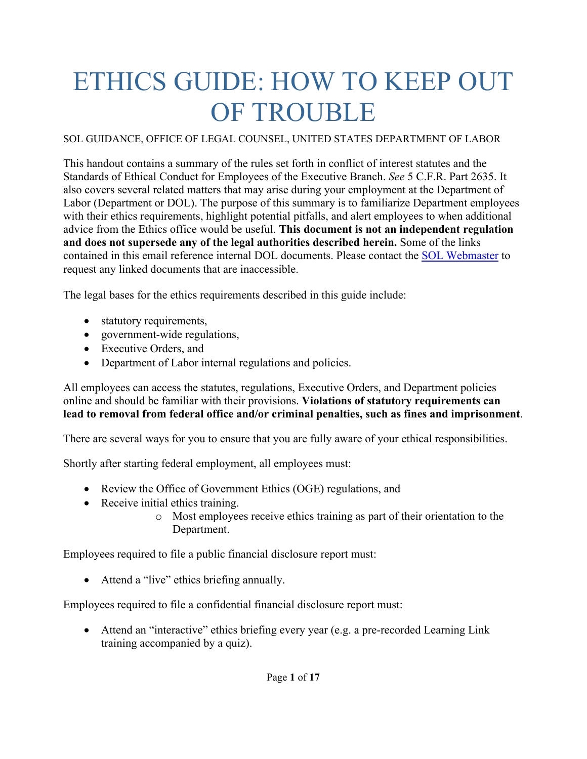# ETHICS GUIDE: HOW TO KEEP OUT OF TROUBLE

SOL GUIDANCE, OFFICE OF LEGAL COUNSEL, UNITED STATES DEPARTMENT OF LABOR

This handout contains a summary of the rules set forth in conflict of interest statutes and the Standards of Ethical Conduct for Employees of the Executive Branch. *See* 5 C.F.R. Part 2635. It also covers several related matters that may arise during your employment at the Department of Labor (Department or DOL). The purpose of this summary is to familiarize Department employees with their ethics requirements, highlight potential pitfalls, and alert employees to when additional advice from the Ethics office would be useful. **This document is not an independent regulation and does not supersede any of the legal authorities described herein.** Some of the links contained in this email reference internal DOL documents. Please contact the SOL Webmaster to request any linked documents that are inaccessible.

The legal bases for the ethics requirements described in this guide include:

- statutory requirements,
- government-wide regulations,
- Executive Orders, and
- Department of Labor internal regulations and policies.

All employees can access the statutes, regulations, Executive Orders, and Department policies online and should be familiar with their provisions. **Violations of statutory requirements can lead to removal from federal office and/or criminal penalties, such as fines and imprisonment**.

There are several ways for you to ensure that you are fully aware of your ethical responsibilities.

Shortly after starting federal employment, all employees must:

- Review the Office of Government Ethics (OGE) regulations, and
- Receive initial ethics training.
    - Most employees receive ethics training as part of their orientation to the Department.

Employees required to file a public financial disclosure report must:

- Attend a "live" ethics briefing annually.

Employees required to file a confidential financial disclosure report must:

- Attend an "interactive" ethics briefing every year (e.g. a pre-recorded Learning Link training accompanied by a quiz).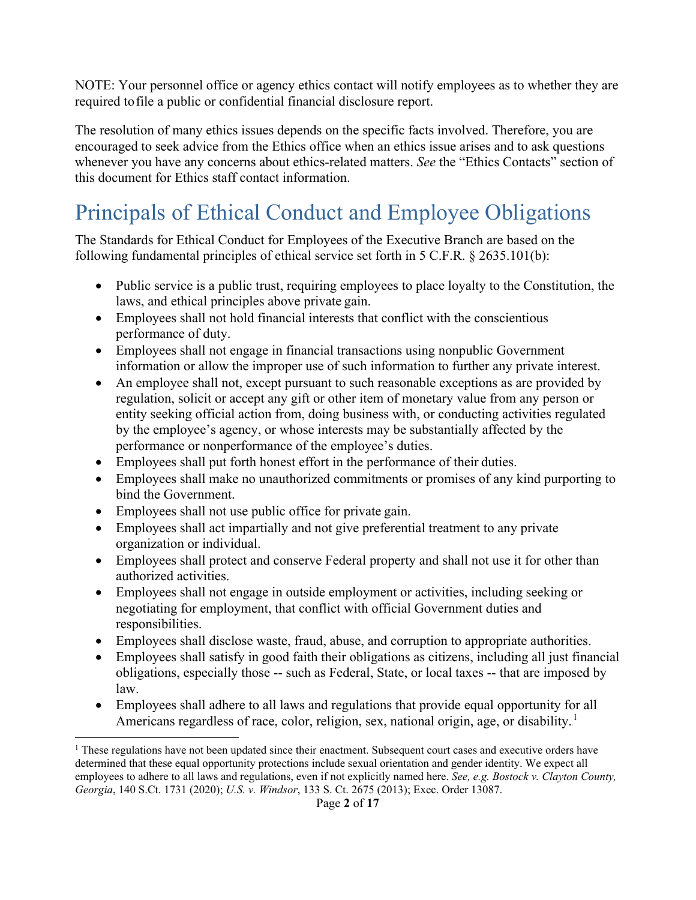NOTE: Your personnel office or agency ethics contact will notify employees as to whether they are required to file a public or confidential financial disclosure report.

The resolution of many ethics issues depends on the specific facts involved. Therefore, you are encouraged to seek advice from the Ethics office when an ethics issue arises and to ask questions whenever you have any concerns about ethics-related matters. *See* the "Ethics Contacts" section of this document for Ethics staff contact information.

# Principals of Ethical Conduct and Employee Obligations

The Standards for Ethical Conduct for Employees of the Executive Branch are based on the following fundamental principles of ethical service set forth in 5 C.F.R. § 2635.101(b):

- Public service is a public trust, requiring employees to place loyalty to the Constitution, the laws, and ethical principles above private gain.
- Employees shall not hold financial interests that conflict with the conscientious performance of duty.
- Employees shall not engage in financial transactions using nonpublic Government information or allow the improper use of such information to further any private interest.
- An employee shall not, except pursuant to such reasonable exceptions as are provided by regulation, solicit or accept any gift or other item of monetary value from any person or entity seeking official action from, doing business with, or conducting activities regulated by the employee's agency, or whose interests may be substantially affected by the performance or nonperformance of the employee's duties.
- Employees shall put forth honest effort in the performance of their duties.
- Employees shall make no unauthorized commitments or promises of any kind purporting to bind the Government.
- Employees shall not use public office for private gain.
- Employees shall act impartially and not give preferential treatment to any private organization or individual.
- Employees shall protect and conserve Federal property and shall not use it for other than authorized activities.
- Employees shall not engage in outside employment or activities, including seeking or negotiating for employment, that conflict with official Government duties and responsibilities.
- Employees shall disclose waste, fraud, abuse, and corruption to appropriate authorities.
- Employees shall satisfy in good faith their obligations as citizens, including all just financial obligations, especially those -- such as Federal, State, or local taxes -- that are imposed by law.
- Employees shall adhere to all laws and regulations that provide equal opportunity for all Americans regardless of race, color, religion, sex, national origin, age, or disability.[1]

[1] These regulations have not been updated since their enactment. Subsequent court cases and executive orders have determined that these equal opportunity protections include sexual orientation and gender identity. We expect all employees to adhere to all laws and regulations, even if not explicitly named here. *See, e.g. Bostock v. Clayton County, Georgia*, 140 S.Ct. 1731 (2020); *U.S. v. Windsor*, 133 S. Ct. 2675 (2013); Exec. Order 13087.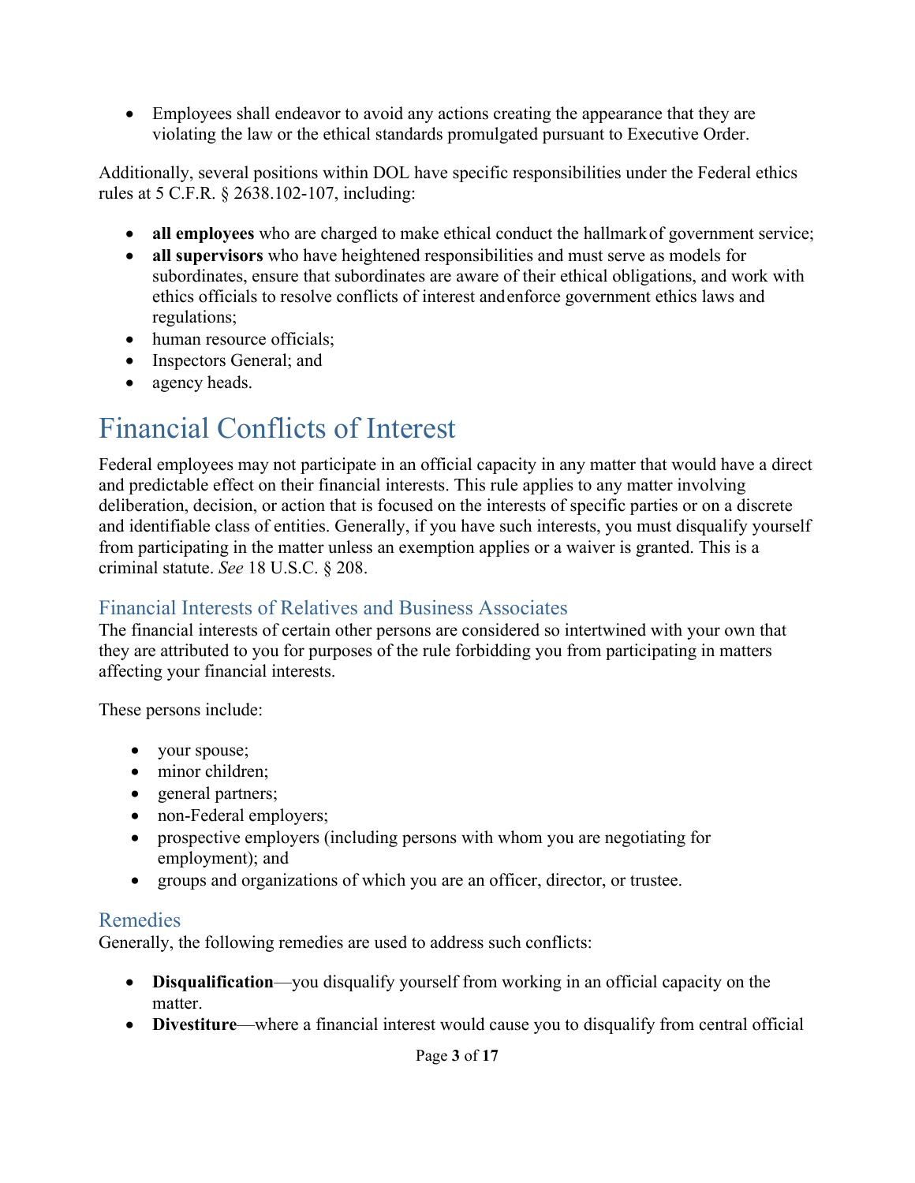- Employees shall endeavor to avoid any actions creating the appearance that they are violating the law or the ethical standards promulgated pursuant to Executive Order.

Additionally, several positions within DOL have specific responsibilities under the Federal ethics rules at 5 C.F.R. § 2638.102-107, including:

- **all employees** who are charged to make ethical conduct the hallmark of government service;
- **all supervisors** who have heightened responsibilities and must serve as models for subordinates, ensure that subordinates are aware of their ethical obligations, and work with ethics officials to resolve conflicts of interest and enforce government ethics laws and regulations;
- human resource officials;
- Inspectors General; and
- agency heads.

# Financial Conflicts of Interest

Federal employees may not participate in an official capacity in any matter that would have a direct and predictable effect on their financial interests. This rule applies to any matter involving deliberation, decision, or action that is focused on the interests of specific parties or on a discrete and identifiable class of entities. Generally, if you have such interests, you must disqualify yourself from participating in the matter unless an exemption applies or a waiver is granted. This is a criminal statute. *See* 18 U.S.C. § 208.

## Financial Interests of Relatives and Business Associates

The financial interests of certain other persons are considered so intertwined with your own that they are attributed to you for purposes of the rule forbidding you from participating in matters affecting your financial interests.

These persons include:

- your spouse;
- minor children;
- general partners;
- non-Federal employers;
- prospective employers (including persons with whom you are negotiating for employment); and
- groups and organizations of which you are an officer, director, or trustee.

## Remedies

Generally, the following remedies are used to address such conflicts:

- **Disqualification**—you disqualify yourself from working in an official capacity on the matter.
- **Divestiture**—where a financial interest would cause you to disqualify from central official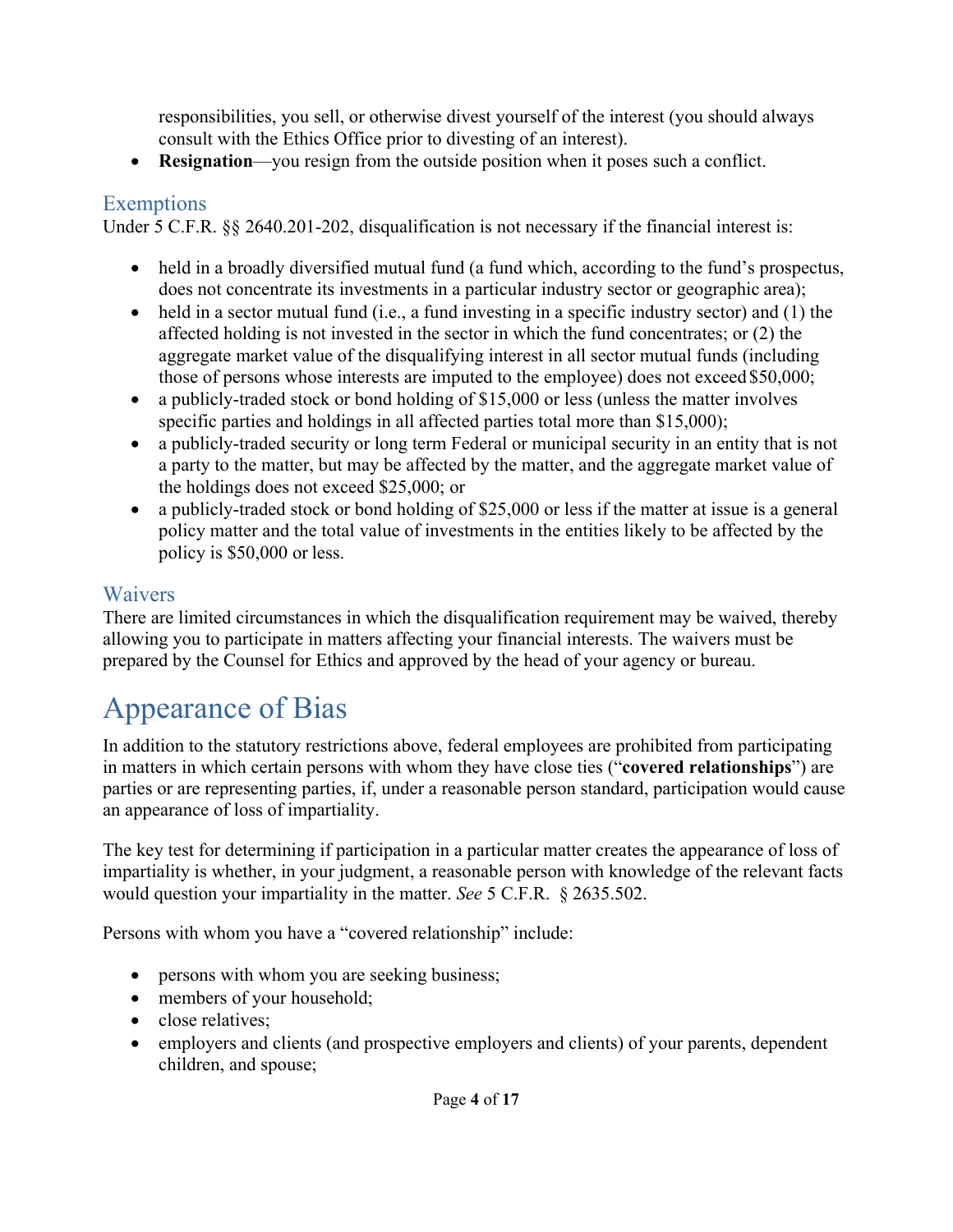responsibilities, you sell, or otherwise divest yourself of the interest (you should always consult with the Ethics Office prior to divesting of an interest).
- **Resignation**—you resign from the outside position when it poses such a conflict.

### Exemptions

Under 5 C.F.R. §§ 2640.201-202, disqualification is not necessary if the financial interest is:

- held in a broadly diversified mutual fund (a fund which, according to the fund's prospectus, does not concentrate its investments in a particular industry sector or geographic area);
- held in a sector mutual fund (i.e., a fund investing in a specific industry sector) and (1) the affected holding is not invested in the sector in which the fund concentrates; or (2) the aggregate market value of the disqualifying interest in all sector mutual funds (including those of persons whose interests are imputed to the employee) does not exceed $50,000;
- a publicly-traded stock or bond holding of $15,000 or less (unless the matter involves specific parties and holdings in all affected parties total more than $15,000);
- a publicly-traded security or long term Federal or municipal security in an entity that is not a party to the matter, but may be affected by the matter, and the aggregate market value of the holdings does not exceed $25,000; or
- a publicly-traded stock or bond holding of $25,000 or less if the matter at issue is a general policy matter and the total value of investments in the entities likely to be affected by the policy is $50,000 or less.

### Waivers

There are limited circumstances in which the disqualification requirement may be waived, thereby allowing you to participate in matters affecting your financial interests. The waivers must be prepared by the Counsel for Ethics and approved by the head of your agency or bureau.

## Appearance of Bias

In addition to the statutory restrictions above, federal employees are prohibited from participating in matters in which certain persons with whom they have close ties ("**covered relationships**") are parties or are representing parties, if, under a reasonable person standard, participation would cause an appearance of loss of impartiality.

The key test for determining if participation in a particular matter creates the appearance of loss of impartiality is whether, in your judgment, a reasonable person with knowledge of the relevant facts would question your impartiality in the matter. *See* 5 C.F.R. § 2635.502.

Persons with whom you have a "covered relationship" include:

- persons with whom you are seeking business;
- members of your household;
- close relatives;
- employers and clients (and prospective employers and clients) of your parents, dependent children, and spouse;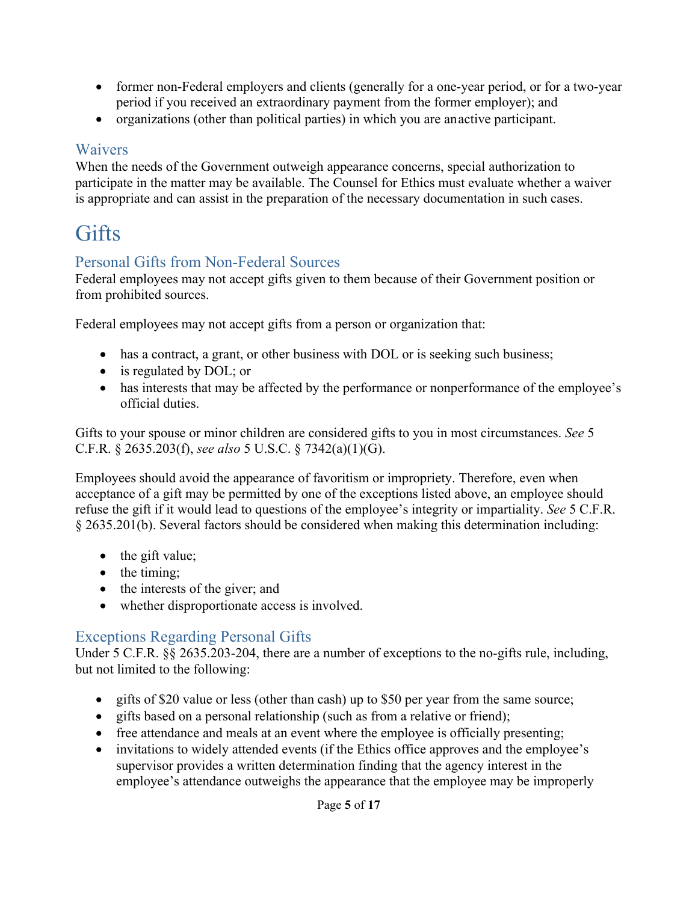- former non-Federal employers and clients (generally for a one-year period, or for a two-year period if you received an extraordinary payment from the former employer); and
- organizations (other than political parties) in which you are an active participant.

### Waivers

When the needs of the Government outweigh appearance concerns, special authorization to participate in the matter may be available. The Counsel for Ethics must evaluate whether a waiver is appropriate and can assist in the preparation of the necessary documentation in such cases.

# Gifts

### Personal Gifts from Non-Federal Sources

Federal employees may not accept gifts given to them because of their Government position or from prohibited sources.

Federal employees may not accept gifts from a person or organization that:

- has a contract, a grant, or other business with DOL or is seeking such business;
- is regulated by DOL; or
- has interests that may be affected by the performance or nonperformance of the employee's official duties.

Gifts to your spouse or minor children are considered gifts to you in most circumstances. *See* 5 C.F.R. § 2635.203(f), *see also* 5 U.S.C. § 7342(a)(1)(G).

Employees should avoid the appearance of favoritism or impropriety. Therefore, even when acceptance of a gift may be permitted by one of the exceptions listed above, an employee should refuse the gift if it would lead to questions of the employee's integrity or impartiality. *See* 5 C.F.R. § 2635.201(b). Several factors should be considered when making this determination including:

- the gift value;
- the timing;
- the interests of the giver; and
- whether disproportionate access is involved.

### Exceptions Regarding Personal Gifts

Under 5 C.F.R. §§ 2635.203-204, there are a number of exceptions to the no-gifts rule, including, but not limited to the following:

- gifts of $20 value or less (other than cash) up to $50 per year from the same source;
- gifts based on a personal relationship (such as from a relative or friend);
- free attendance and meals at an event where the employee is officially presenting;
- invitations to widely attended events (if the Ethics office approves and the employee's supervisor provides a written determination finding that the agency interest in the employee's attendance outweighs the appearance that the employee may be improperly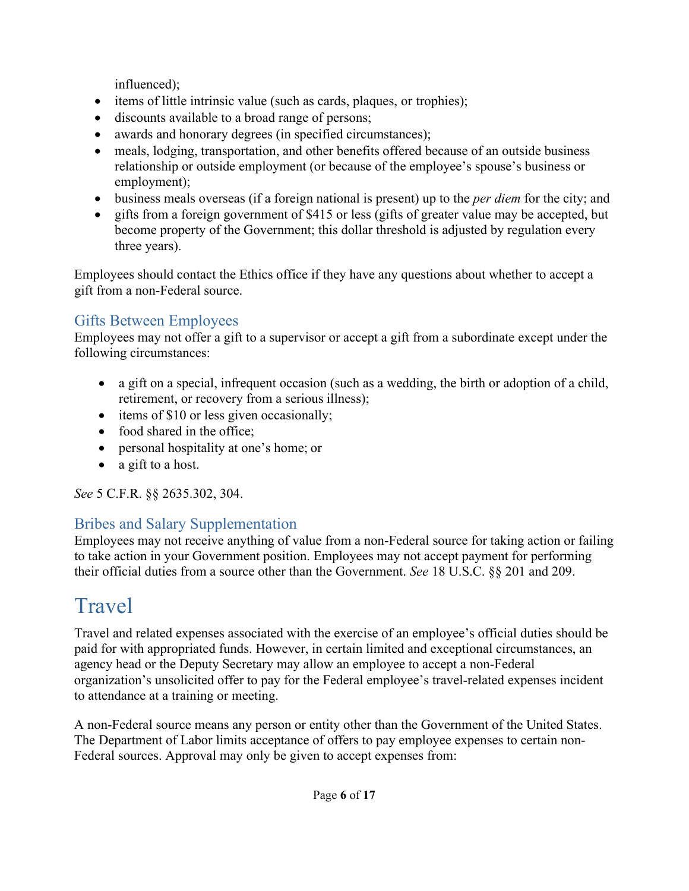influenced);

- items of little intrinsic value (such as cards, plaques, or trophies);
- discounts available to a broad range of persons;
- awards and honorary degrees (in specified circumstances);
- meals, lodging, transportation, and other benefits offered because of an outside business relationship or outside employment (or because of the employee's spouse's business or employment);
- business meals overseas (if a foreign national is present) up to the *per diem* for the city; and
- gifts from a foreign government of $415 or less (gifts of greater value may be accepted, but become property of the Government; this dollar threshold is adjusted by regulation every three years).

Employees should contact the Ethics office if they have any questions about whether to accept a gift from a non-Federal source.

## Gifts Between Employees

Employees may not offer a gift to a supervisor or accept a gift from a subordinate except under the following circumstances:

- a gift on a special, infrequent occasion (such as a wedding, the birth or adoption of a child, retirement, or recovery from a serious illness);
- items of $10 or less given occasionally;
- food shared in the office;
- personal hospitality at one's home; or
- a gift to a host.

*See* 5 C.F.R. §§ 2635.302, 304.

## Bribes and Salary Supplementation

Employees may not receive anything of value from a non-Federal source for taking action or failing to take action in your Government position. Employees may not accept payment for performing their official duties from a source other than the Government. *See* 18 U.S.C. §§ 201 and 209.

# Travel

Travel and related expenses associated with the exercise of an employee's official duties should be paid for with appropriated funds. However, in certain limited and exceptional circumstances, an agency head or the Deputy Secretary may allow an employee to accept a non-Federal organization's unsolicited offer to pay for the Federal employee's travel-related expenses incident to attendance at a training or meeting.

A non-Federal source means any person or entity other than the Government of the United States. The Department of Labor limits acceptance of offers to pay employee expenses to certain non-Federal sources. Approval may only be given to accept expenses from: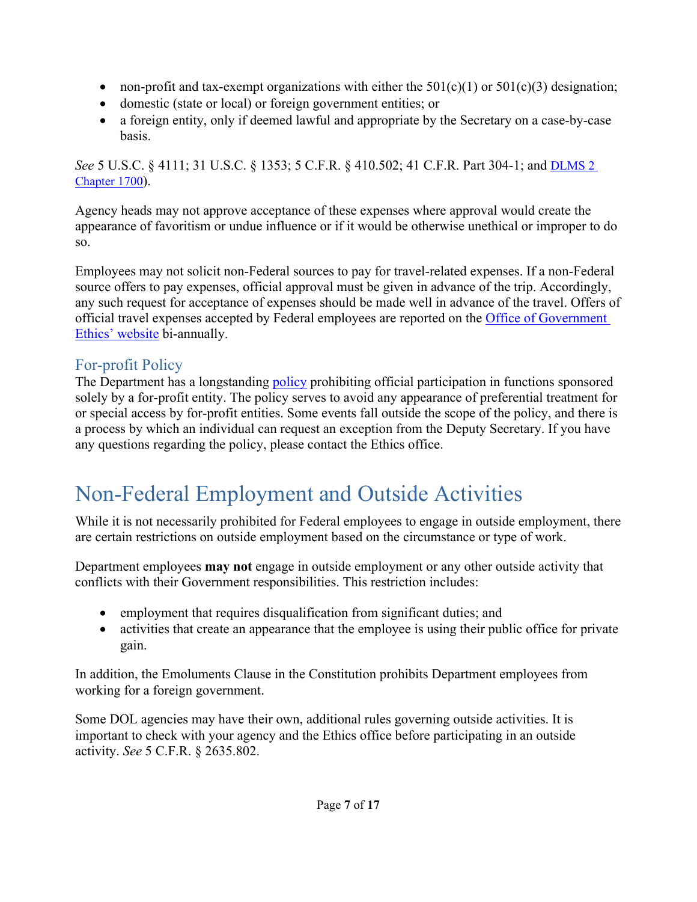- non-profit and tax-exempt organizations with either the 501(c)(1) or 501(c)(3) designation;
- domestic (state or local) or foreign government entities; or
- a foreign entity, only if deemed lawful and appropriate by the Secretary on a case-by-case basis.

*See* 5 U.S.C. § 4111; 31 U.S.C. § 1353; 5 C.F.R. § 410.502; 41 C.F.R. Part 304-1; and DLMS 2 Chapter 1700).

Agency heads may not approve acceptance of these expenses where approval would create the appearance of favoritism or undue influence or if it would be otherwise unethical or improper to do so.

Employees may not solicit non-Federal sources to pay for travel-related expenses. If a non-Federal source offers to pay expenses, official approval must be given in advance of the trip. Accordingly, any such request for acceptance of expenses should be made well in advance of the travel. Offers of official travel expenses accepted by Federal employees are reported on the Office of Government Ethics' website bi-annually.

## For-profit Policy

The Department has a longstanding policy prohibiting official participation in functions sponsored solely by a for-profit entity. The policy serves to avoid any appearance of preferential treatment for or special access by for-profit entities. Some events fall outside the scope of the policy, and there is a process by which an individual can request an exception from the Deputy Secretary. If you have any questions regarding the policy, please contact the Ethics office.

# Non-Federal Employment and Outside Activities

While it is not necessarily prohibited for Federal employees to engage in outside employment, there are certain restrictions on outside employment based on the circumstance or type of work.

Department employees **may not** engage in outside employment or any other outside activity that conflicts with their Government responsibilities. This restriction includes:

- employment that requires disqualification from significant duties; and
- activities that create an appearance that the employee is using their public office for private gain.

In addition, the Emoluments Clause in the Constitution prohibits Department employees from working for a foreign government.

Some DOL agencies may have their own, additional rules governing outside activities. It is important to check with your agency and the Ethics office before participating in an outside activity. *See* 5 C.F.R. § 2635.802.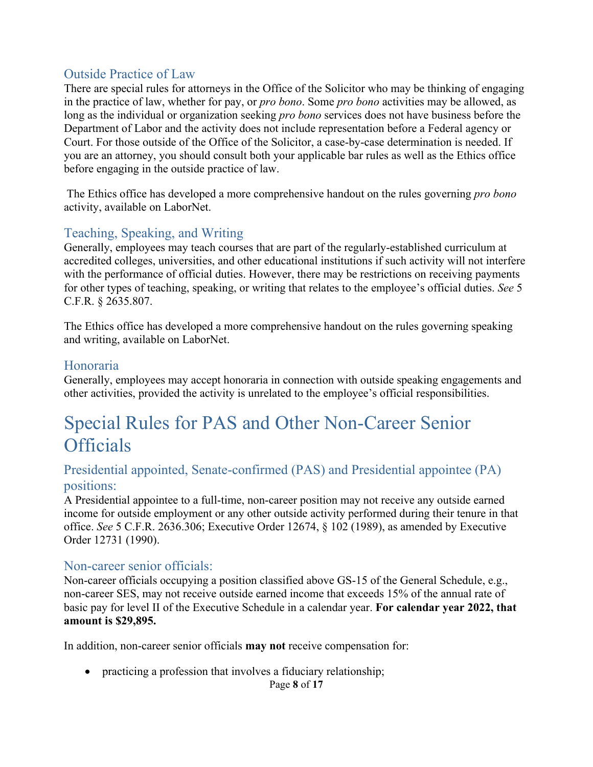### Outside Practice of Law

There are special rules for attorneys in the Office of the Solicitor who may be thinking of engaging in the practice of law, whether for pay, or *pro bono*. Some *pro bono* activities may be allowed, as long as the individual or organization seeking *pro bono* services does not have business before the Department of Labor and the activity does not include representation before a Federal agency or Court. For those outside of the Office of the Solicitor, a case-by-case determination is needed. If you are an attorney, you should consult both your applicable bar rules as well as the Ethics office before engaging in the outside practice of law.

The Ethics office has developed a more comprehensive handout on the rules governing *pro bono* activity, available on LaborNet.

### Teaching, Speaking, and Writing

Generally, employees may teach courses that are part of the regularly-established curriculum at accredited colleges, universities, and other educational institutions if such activity will not interfere with the performance of official duties. However, there may be restrictions on receiving payments for other types of teaching, speaking, or writing that relates to the employee's official duties. *See* 5 C.F.R. § 2635.807.

The Ethics office has developed a more comprehensive handout on the rules governing speaking and writing, available on LaborNet.

### Honoraria

Generally, employees may accept honoraria in connection with outside speaking engagements and other activities, provided the activity is unrelated to the employee's official responsibilities.

## Special Rules for PAS and Other Non-Career Senior Officials

### Presidential appointed, Senate-confirmed (PAS) and Presidential appointee (PA) positions:

A Presidential appointee to a full-time, non-career position may not receive any outside earned income for outside employment or any other outside activity performed during their tenure in that office. *See* 5 C.F.R. 2636.306; Executive Order 12674, § 102 (1989), as amended by Executive Order 12731 (1990).

### Non-career senior officials:

Non-career officials occupying a position classified above GS-15 of the General Schedule, e.g., non-career SES, may not receive outside earned income that exceeds 15% of the annual rate of basic pay for level II of the Executive Schedule in a calendar year. **For calendar year 2022, that amount is $29,895.**

In addition, non-career senior officials **may not** receive compensation for:

- practicing a profession that involves a fiduciary relationship;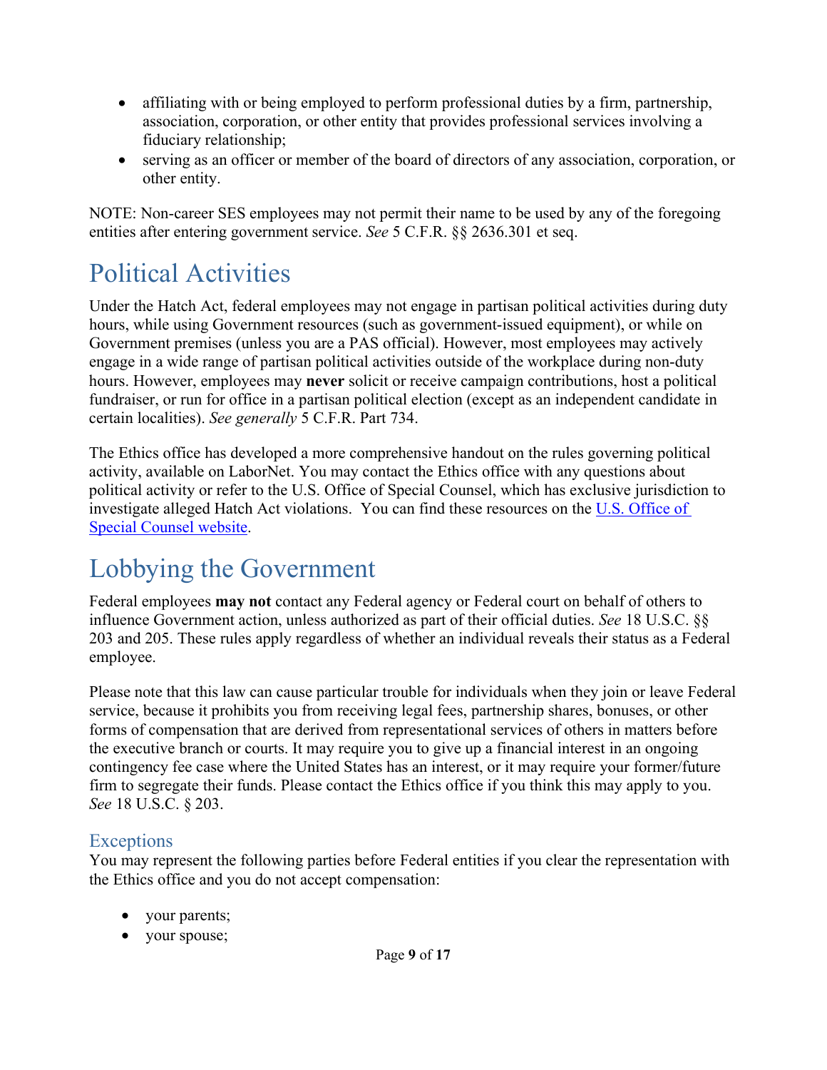- affiliating with or being employed to perform professional duties by a firm, partnership, association, corporation, or other entity that provides professional services involving a fiduciary relationship;
- serving as an officer or member of the board of directors of any association, corporation, or other entity.

NOTE: Non-career SES employees may not permit their name to be used by any of the foregoing entities after entering government service. *See* 5 C.F.R. §§ 2636.301 et seq.

# Political Activities

Under the Hatch Act, federal employees may not engage in partisan political activities during duty hours, while using Government resources (such as government-issued equipment), or while on Government premises (unless you are a PAS official). However, most employees may actively engage in a wide range of partisan political activities outside of the workplace during non-duty hours. However, employees may **never** solicit or receive campaign contributions, host a political fundraiser, or run for office in a partisan political election (except as an independent candidate in certain localities). *See generally* 5 C.F.R. Part 734.

The Ethics office has developed a more comprehensive handout on the rules governing political activity, available on LaborNet. You may contact the Ethics office with any questions about political activity or refer to the U.S. Office of Special Counsel, which has exclusive jurisdiction to investigate alleged Hatch Act violations. You can find these resources on the [U.S. Office of Special Counsel website](#).

# Lobbying the Government

Federal employees **may not** contact any Federal agency or Federal court on behalf of others to influence Government action, unless authorized as part of their official duties. *See* 18 U.S.C. §§ 203 and 205. These rules apply regardless of whether an individual reveals their status as a Federal employee.

Please note that this law can cause particular trouble for individuals when they join or leave Federal service, because it prohibits you from receiving legal fees, partnership shares, bonuses, or other forms of compensation that are derived from representational services of others in matters before the executive branch or courts. It may require you to give up a financial interest in an ongoing contingency fee case where the United States has an interest, or it may require your former/future firm to segregate their funds. Please contact the Ethics office if you think this may apply to you. *See* 18 U.S.C. § 203.

## Exceptions

You may represent the following parties before Federal entities if you clear the representation with the Ethics office and you do not accept compensation:

- your parents;
- your spouse;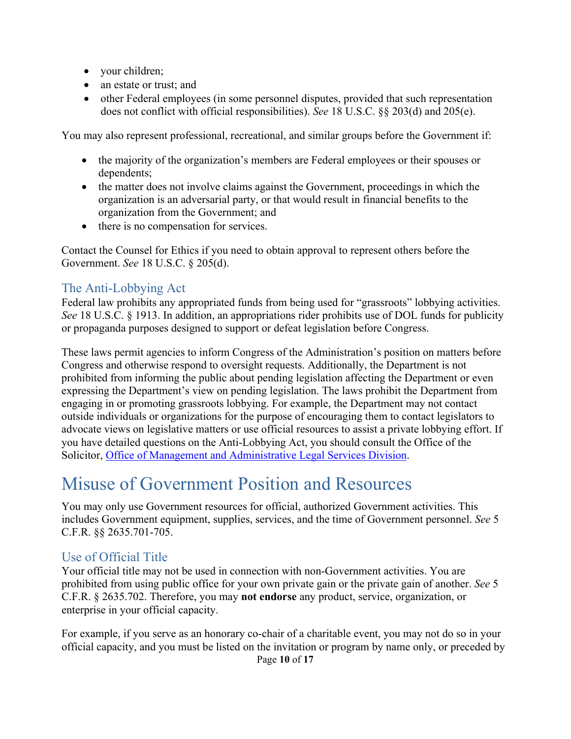- your children;
- an estate or trust; and
- other Federal employees (in some personnel disputes, provided that such representation does not conflict with official responsibilities). *See* 18 U.S.C. §§ 203(d) and 205(e).

You may also represent professional, recreational, and similar groups before the Government if:

- the majority of the organization's members are Federal employees or their spouses or dependents;
- the matter does not involve claims against the Government, proceedings in which the organization is an adversarial party, or that would result in financial benefits to the organization from the Government; and
- there is no compensation for services.

Contact the Counsel for Ethics if you need to obtain approval to represent others before the Government. *See* 18 U.S.C. § 205(d).

## The Anti-Lobbying Act

Federal law prohibits any appropriated funds from being used for "grassroots" lobbying activities. *See* 18 U.S.C. § 1913. In addition, an appropriations rider prohibits use of DOL funds for publicity or propaganda purposes designed to support or defeat legislation before Congress.

These laws permit agencies to inform Congress of the Administration's position on matters before Congress and otherwise respond to oversight requests. Additionally, the Department is not prohibited from informing the public about pending legislation affecting the Department or even expressing the Department's view on pending legislation. The laws prohibit the Department from engaging in or promoting grassroots lobbying. For example, the Department may not contact outside individuals or organizations for the purpose of encouraging them to contact legislators to advocate views on legislative matters or use official resources to assist a private lobbying effort. If you have detailed questions on the Anti-Lobbying Act, you should consult the Office of the Solicitor, Office of Management and Administrative Legal Services Division.

# Misuse of Government Position and Resources

You may only use Government resources for official, authorized Government activities. This includes Government equipment, supplies, services, and the time of Government personnel. *See* 5 C.F.R. §§ 2635.701-705.

## Use of Official Title

Your official title may not be used in connection with non-Government activities. You are prohibited from using public office for your own private gain or the private gain of another. *See* 5 C.F.R. § 2635.702. Therefore, you may **not endorse** any product, service, organization, or enterprise in your official capacity.

For example, if you serve as an honorary co-chair of a charitable event, you may not do so in your official capacity, and you must be listed on the invitation or program by name only, or preceded by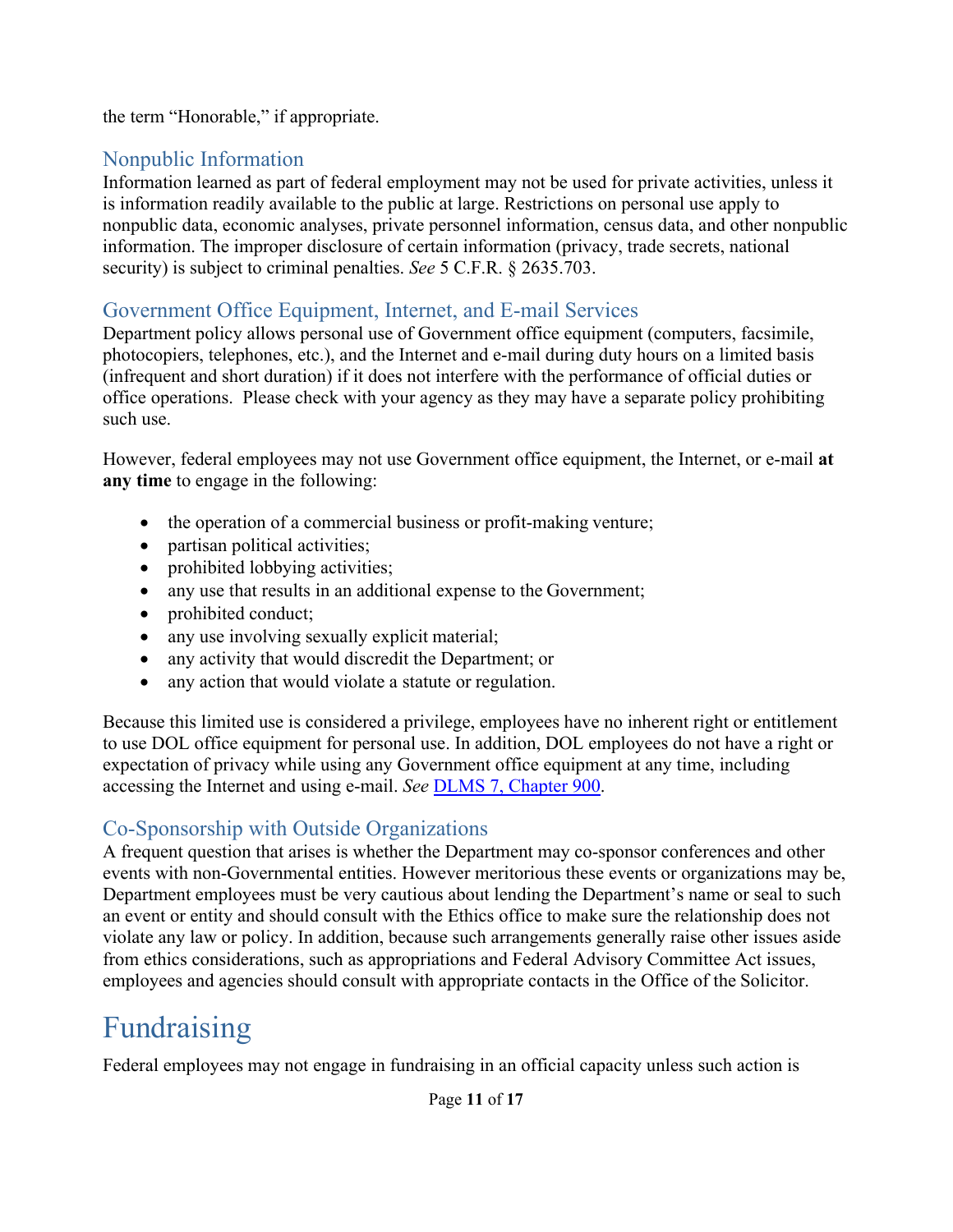the term "Honorable," if appropriate.

### Nonpublic Information

Information learned as part of federal employment may not be used for private activities, unless it is information readily available to the public at large. Restrictions on personal use apply to nonpublic data, economic analyses, private personnel information, census data, and other nonpublic information. The improper disclosure of certain information (privacy, trade secrets, national security) is subject to criminal penalties. *See* 5 C.F.R. § 2635.703.

### Government Office Equipment, Internet, and E-mail Services

Department policy allows personal use of Government office equipment (computers, facsimile, photocopiers, telephones, etc.), and the Internet and e-mail during duty hours on a limited basis (infrequent and short duration) if it does not interfere with the performance of official duties or office operations. Please check with your agency as they may have a separate policy prohibiting such use.

However, federal employees may not use Government office equipment, the Internet, or e-mail **at any time** to engage in the following:

- the operation of a commercial business or profit-making venture;
- partisan political activities;
- prohibited lobbying activities;
- any use that results in an additional expense to the Government;
- prohibited conduct;
- any use involving sexually explicit material;
- any activity that would discredit the Department; or
- any action that would violate a statute or regulation.

Because this limited use is considered a privilege, employees have no inherent right or entitlement to use DOL office equipment for personal use. In addition, DOL employees do not have a right or expectation of privacy while using any Government office equipment at any time, including accessing the Internet and using e-mail. *See* DLMS 7, Chapter 900.

### Co-Sponsorship with Outside Organizations

A frequent question that arises is whether the Department may co-sponsor conferences and other events with non-Governmental entities. However meritorious these events or organizations may be, Department employees must be very cautious about lending the Department's name or seal to such an event or entity and should consult with the Ethics office to make sure the relationship does not violate any law or policy. In addition, because such arrangements generally raise other issues aside from ethics considerations, such as appropriations and Federal Advisory Committee Act issues, employees and agencies should consult with appropriate contacts in the Office of the Solicitor.

## Fundraising

Federal employees may not engage in fundraising in an official capacity unless such action is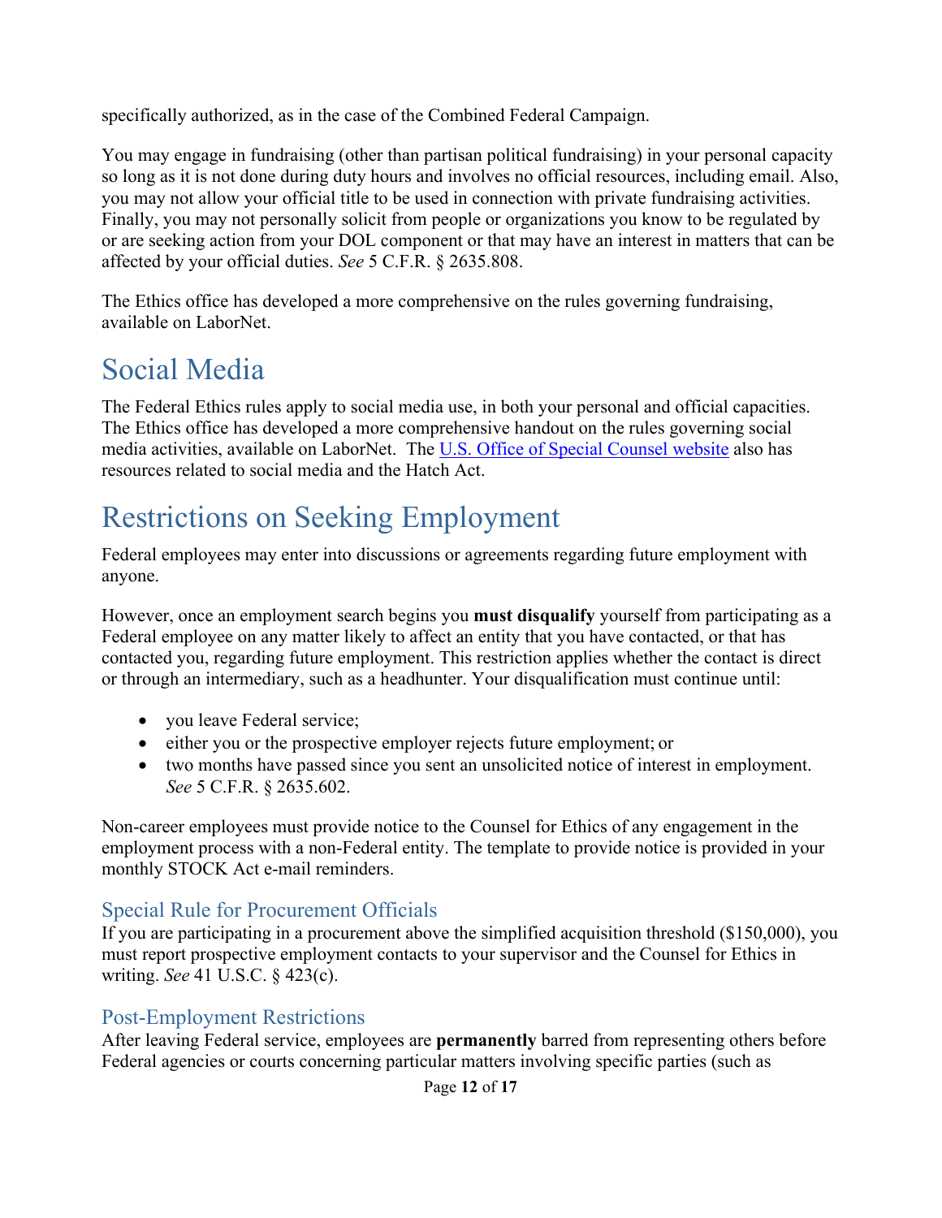specifically authorized, as in the case of the Combined Federal Campaign.

You may engage in fundraising (other than partisan political fundraising) in your personal capacity so long as it is not done during duty hours and involves no official resources, including email. Also, you may not allow your official title to be used in connection with private fundraising activities. Finally, you may not personally solicit from people or organizations you know to be regulated by or are seeking action from your DOL component or that may have an interest in matters that can be affected by your official duties. *See* 5 C.F.R. § 2635.808.

The Ethics office has developed a more comprehensive on the rules governing fundraising, available on LaborNet.

# Social Media

The Federal Ethics rules apply to social media use, in both your personal and official capacities. The Ethics office has developed a more comprehensive handout on the rules governing social media activities, available on LaborNet. The [U.S. Office of Special Counsel website] also has resources related to social media and the Hatch Act.

# Restrictions on Seeking Employment

Federal employees may enter into discussions or agreements regarding future employment with anyone.

However, once an employment search begins you **must disqualify** yourself from participating as a Federal employee on any matter likely to affect an entity that you have contacted, or that has contacted you, regarding future employment. This restriction applies whether the contact is direct or through an intermediary, such as a headhunter. Your disqualification must continue until:

- you leave Federal service;
- either you or the prospective employer rejects future employment; or
- two months have passed since you sent an unsolicited notice of interest in employment. *See* 5 C.F.R. § 2635.602.

Non-career employees must provide notice to the Counsel for Ethics of any engagement in the employment process with a non-Federal entity. The template to provide notice is provided in your monthly STOCK Act e-mail reminders.

## Special Rule for Procurement Officials

If you are participating in a procurement above the simplified acquisition threshold ($150,000), you must report prospective employment contacts to your supervisor and the Counsel for Ethics in writing. *See* 41 U.S.C. § 423(c).

## Post-Employment Restrictions

After leaving Federal service, employees are **permanently** barred from representing others before Federal agencies or courts concerning particular matters involving specific parties (such as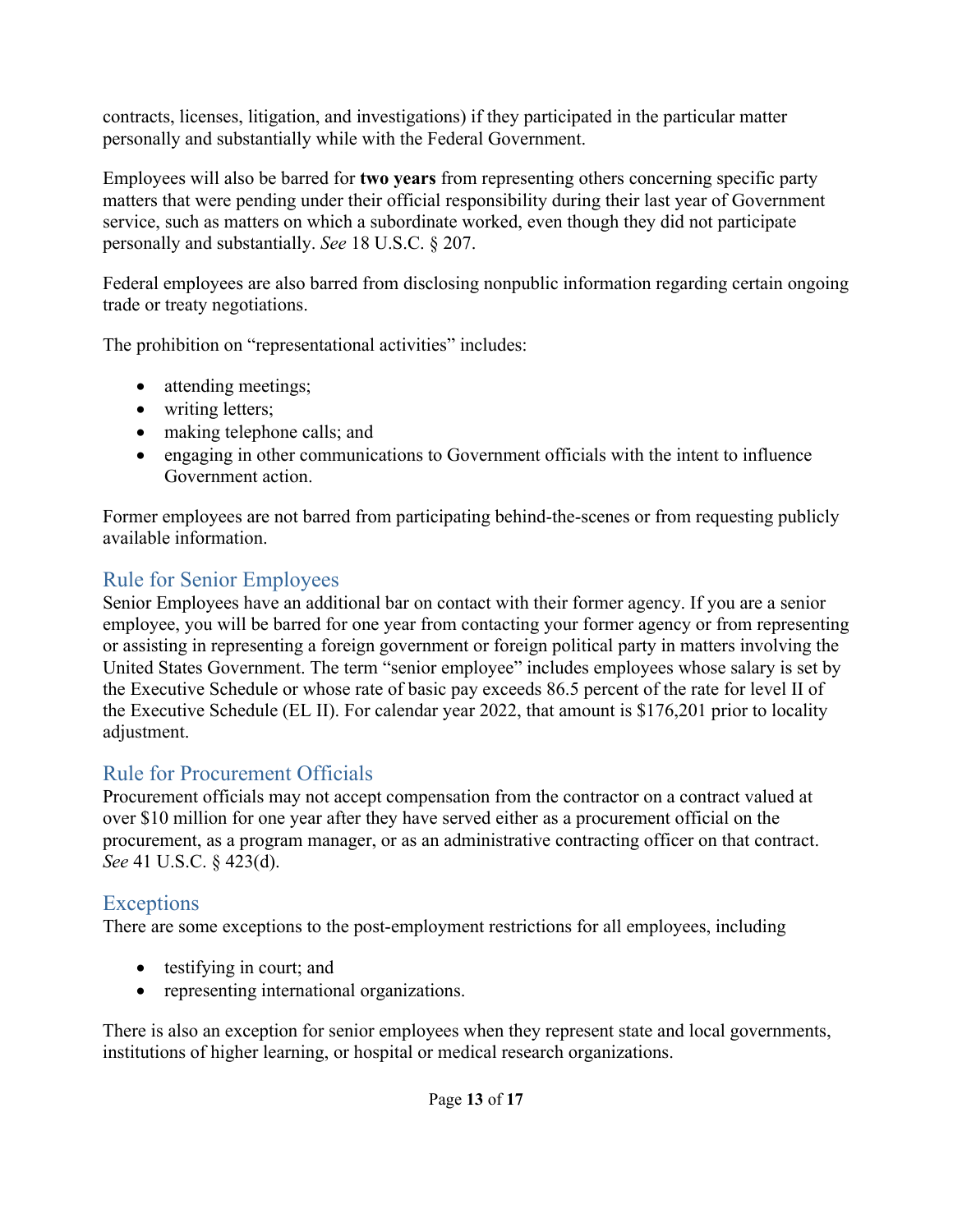contracts, licenses, litigation, and investigations) if they participated in the particular matter personally and substantially while with the Federal Government.

Employees will also be barred for **two years** from representing others concerning specific party matters that were pending under their official responsibility during their last year of Government service, such as matters on which a subordinate worked, even though they did not participate personally and substantially. *See* 18 U.S.C. § 207.

Federal employees are also barred from disclosing nonpublic information regarding certain ongoing trade or treaty negotiations.

The prohibition on "representational activities" includes:

- attending meetings;
- writing letters;
- making telephone calls; and
- engaging in other communications to Government officials with the intent to influence Government action.

Former employees are not barred from participating behind-the-scenes or from requesting publicly available information.

## Rule for Senior Employees

Senior Employees have an additional bar on contact with their former agency. If you are a senior employee, you will be barred for one year from contacting your former agency or from representing or assisting in representing a foreign government or foreign political party in matters involving the United States Government. The term "senior employee" includes employees whose salary is set by the Executive Schedule or whose rate of basic pay exceeds 86.5 percent of the rate for level II of the Executive Schedule (EL II). For calendar year 2022, that amount is $176,201 prior to locality adjustment.

## Rule for Procurement Officials

Procurement officials may not accept compensation from the contractor on a contract valued at over $10 million for one year after they have served either as a procurement official on the procurement, as a program manager, or as an administrative contracting officer on that contract. *See* 41 U.S.C. § 423(d).

## Exceptions

There are some exceptions to the post-employment restrictions for all employees, including

- testifying in court; and
- representing international organizations.

There is also an exception for senior employees when they represent state and local governments, institutions of higher learning, or hospital or medical research organizations.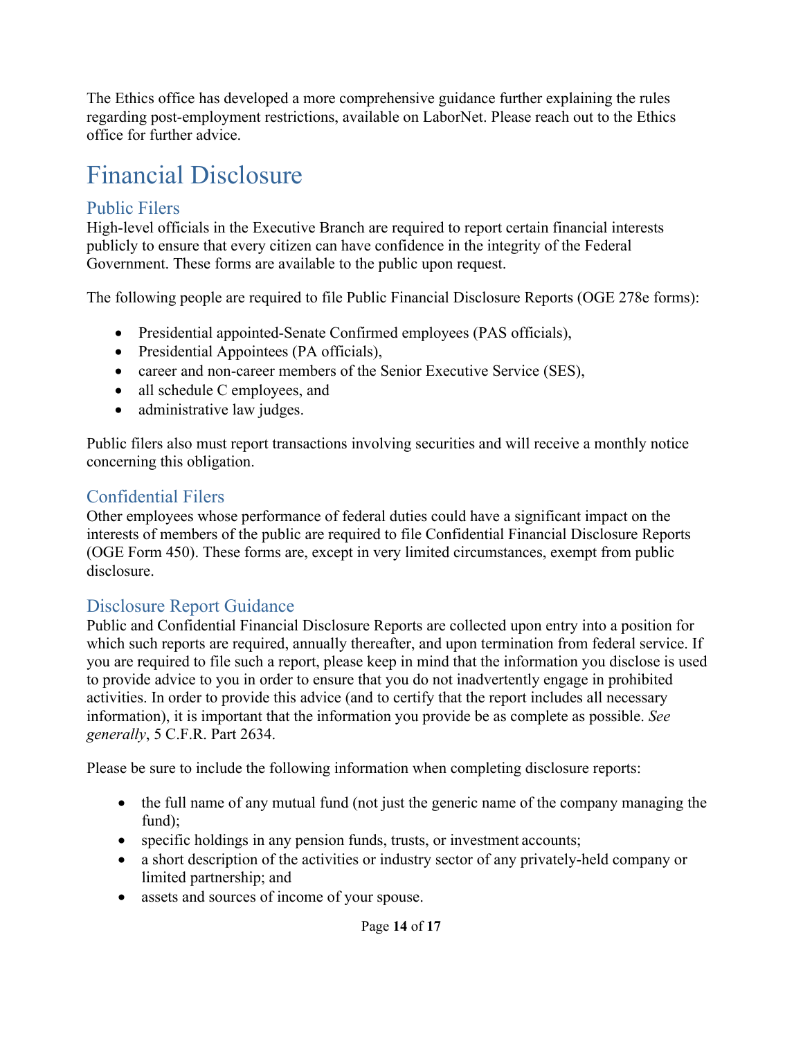The Ethics office has developed a more comprehensive guidance further explaining the rules regarding post-employment restrictions, available on LaborNet. Please reach out to the Ethics office for further advice.

# Financial Disclosure

## Public Filers

High-level officials in the Executive Branch are required to report certain financial interests publicly to ensure that every citizen can have confidence in the integrity of the Federal Government. These forms are available to the public upon request.

The following people are required to file Public Financial Disclosure Reports (OGE 278e forms):

- Presidential appointed-Senate Confirmed employees (PAS officials),
- Presidential Appointees (PA officials),
- career and non-career members of the Senior Executive Service (SES),
- all schedule C employees, and
- administrative law judges.

Public filers also must report transactions involving securities and will receive a monthly notice concerning this obligation.

## Confidential Filers

Other employees whose performance of federal duties could have a significant impact on the interests of members of the public are required to file Confidential Financial Disclosure Reports (OGE Form 450). These forms are, except in very limited circumstances, exempt from public disclosure.

## Disclosure Report Guidance

Public and Confidential Financial Disclosure Reports are collected upon entry into a position for which such reports are required, annually thereafter, and upon termination from federal service. If you are required to file such a report, please keep in mind that the information you disclose is used to provide advice to you in order to ensure that you do not inadvertently engage in prohibited activities. In order to provide this advice (and to certify that the report includes all necessary information), it is important that the information you provide be as complete as possible. *See generally*, 5 C.F.R. Part 2634.

Please be sure to include the following information when completing disclosure reports:

- the full name of any mutual fund (not just the generic name of the company managing the fund);
- specific holdings in any pension funds, trusts, or investment accounts;
- a short description of the activities or industry sector of any privately-held company or limited partnership; and
- assets and sources of income of your spouse.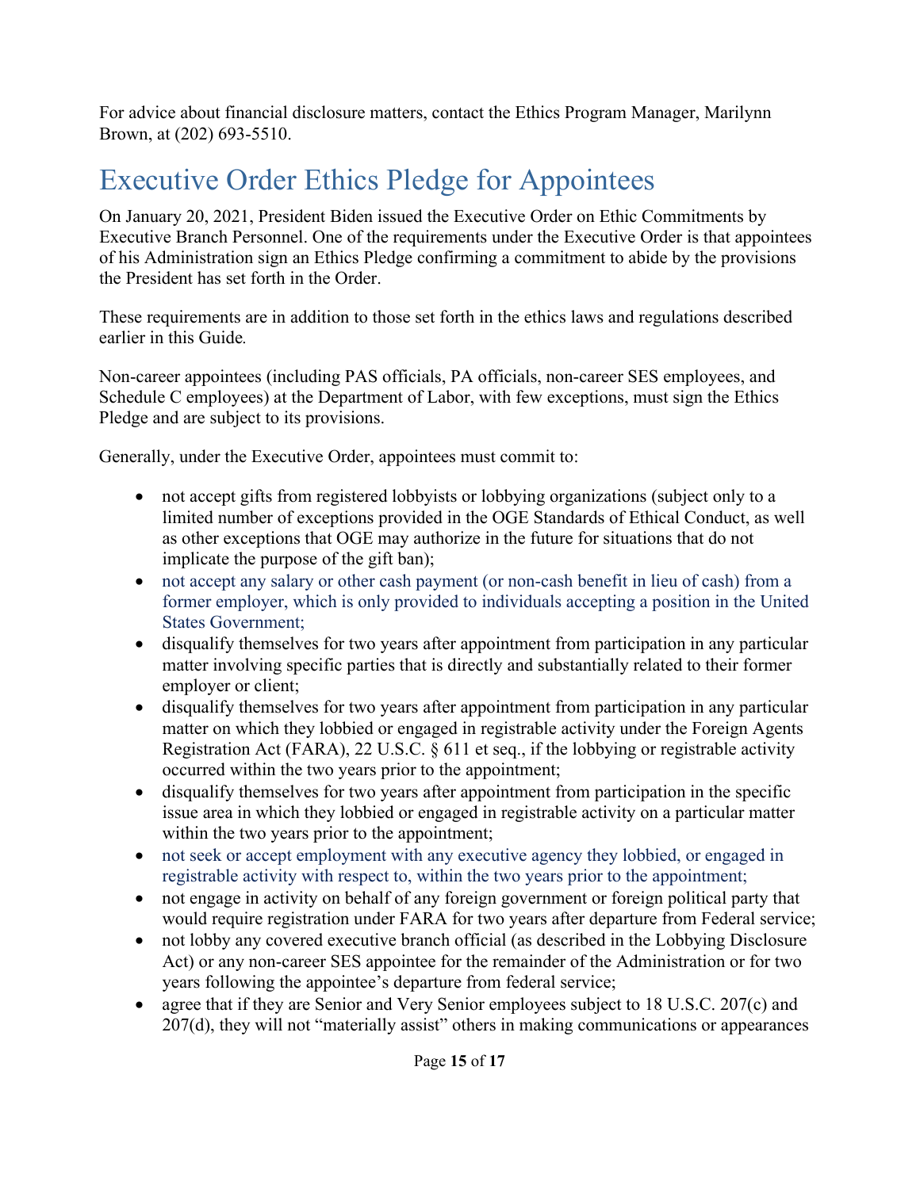For advice about financial disclosure matters, contact the Ethics Program Manager, Marilynn Brown, at (202) 693-5510.

## Executive Order Ethics Pledge for Appointees

On January 20, 2021, President Biden issued the Executive Order on Ethic Commitments by Executive Branch Personnel. One of the requirements under the Executive Order is that appointees of his Administration sign an Ethics Pledge confirming a commitment to abide by the provisions the President has set forth in the Order.

These requirements are in addition to those set forth in the ethics laws and regulations described earlier in this Guide.

Non-career appointees (including PAS officials, PA officials, non-career SES employees, and Schedule C employees) at the Department of Labor, with few exceptions, must sign the Ethics Pledge and are subject to its provisions.

Generally, under the Executive Order, appointees must commit to:

- not accept gifts from registered lobbyists or lobbying organizations (subject only to a limited number of exceptions provided in the OGE Standards of Ethical Conduct, as well as other exceptions that OGE may authorize in the future for situations that do not implicate the purpose of the gift ban);
- not accept any salary or other cash payment (or non-cash benefit in lieu of cash) from a former employer, which is only provided to individuals accepting a position in the United States Government;
- disqualify themselves for two years after appointment from participation in any particular matter involving specific parties that is directly and substantially related to their former employer or client;
- disqualify themselves for two years after appointment from participation in any particular matter on which they lobbied or engaged in registrable activity under the Foreign Agents Registration Act (FARA), 22 U.S.C. § 611 et seq., if the lobbying or registrable activity occurred within the two years prior to the appointment;
- disqualify themselves for two years after appointment from participation in the specific issue area in which they lobbied or engaged in registrable activity on a particular matter within the two years prior to the appointment;
- not seek or accept employment with any executive agency they lobbied, or engaged in registrable activity with respect to, within the two years prior to the appointment;
- not engage in activity on behalf of any foreign government or foreign political party that would require registration under FARA for two years after departure from Federal service;
- not lobby any covered executive branch official (as described in the Lobbying Disclosure Act) or any non-career SES appointee for the remainder of the Administration or for two years following the appointee's departure from federal service;
- agree that if they are Senior and Very Senior employees subject to 18 U.S.C. 207(c) and 207(d), they will not "materially assist" others in making communications or appearances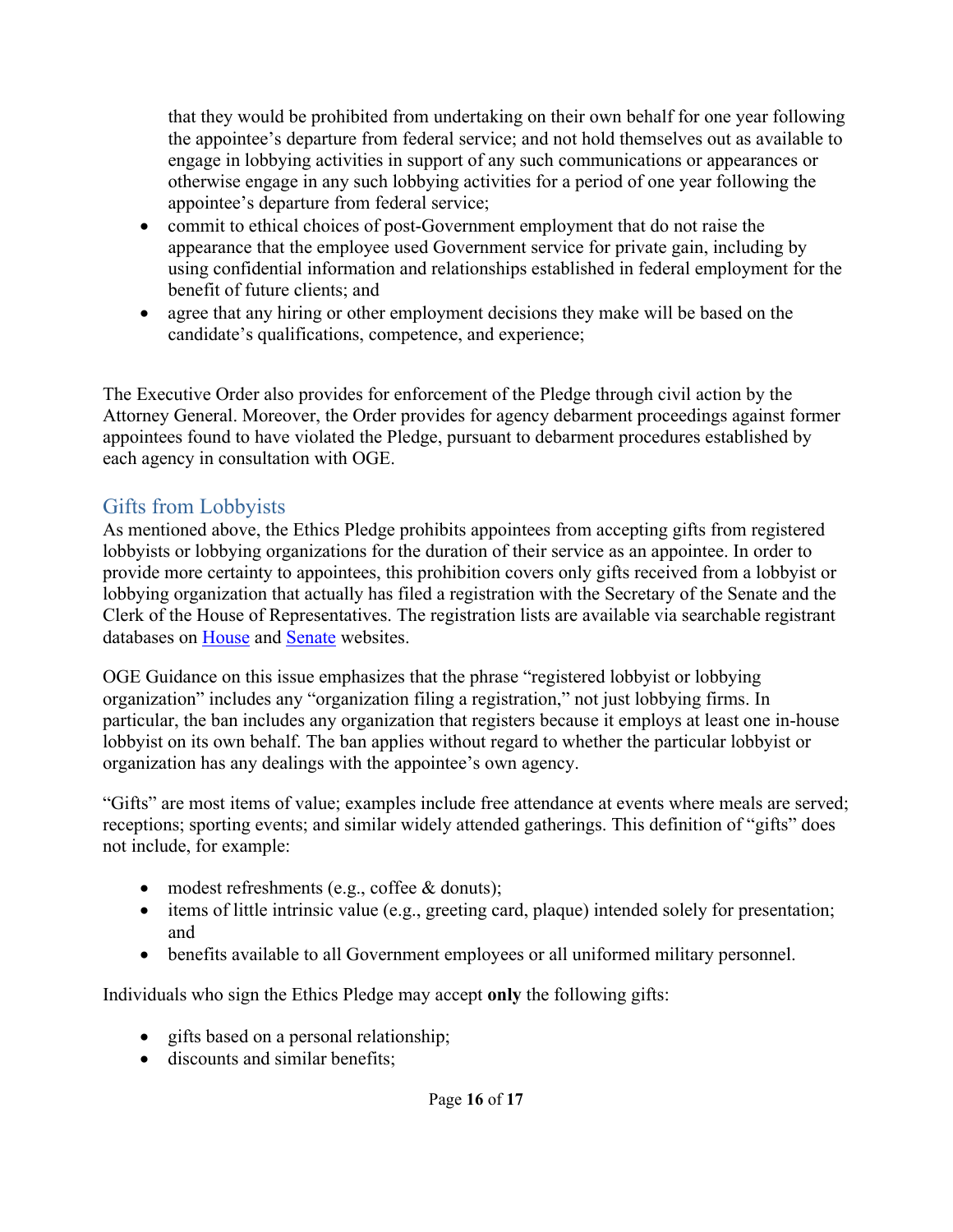that they would be prohibited from undertaking on their own behalf for one year following the appointee's departure from federal service; and not hold themselves out as available to engage in lobbying activities in support of any such communications or appearances or otherwise engage in any such lobbying activities for a period of one year following the appointee's departure from federal service;

- commit to ethical choices of post-Government employment that do not raise the appearance that the employee used Government service for private gain, including by using confidential information and relationships established in federal employment for the benefit of future clients; and
- agree that any hiring or other employment decisions they make will be based on the candidate's qualifications, competence, and experience;

The Executive Order also provides for enforcement of the Pledge through civil action by the Attorney General. Moreover, the Order provides for agency debarment proceedings against former appointees found to have violated the Pledge, pursuant to debarment procedures established by each agency in consultation with OGE.

## Gifts from Lobbyists

As mentioned above, the Ethics Pledge prohibits appointees from accepting gifts from registered lobbyists or lobbying organizations for the duration of their service as an appointee. In order to provide more certainty to appointees, this prohibition covers only gifts received from a lobbyist or lobbying organization that actually has filed a registration with the Secretary of the Senate and the Clerk of the House of Representatives. The registration lists are available via searchable registrant databases on House and Senate websites.

OGE Guidance on this issue emphasizes that the phrase "registered lobbyist or lobbying organization" includes any "organization filing a registration," not just lobbying firms. In particular, the ban includes any organization that registers because it employs at least one in-house lobbyist on its own behalf. The ban applies without regard to whether the particular lobbyist or organization has any dealings with the appointee's own agency.

"Gifts" are most items of value; examples include free attendance at events where meals are served; receptions; sporting events; and similar widely attended gatherings. This definition of "gifts" does not include, for example:

- modest refreshments (e.g., coffee & donuts);
- items of little intrinsic value (e.g., greeting card, plaque) intended solely for presentation; and
- benefits available to all Government employees or all uniformed military personnel.

Individuals who sign the Ethics Pledge may accept **only** the following gifts:

- gifts based on a personal relationship;
- discounts and similar benefits;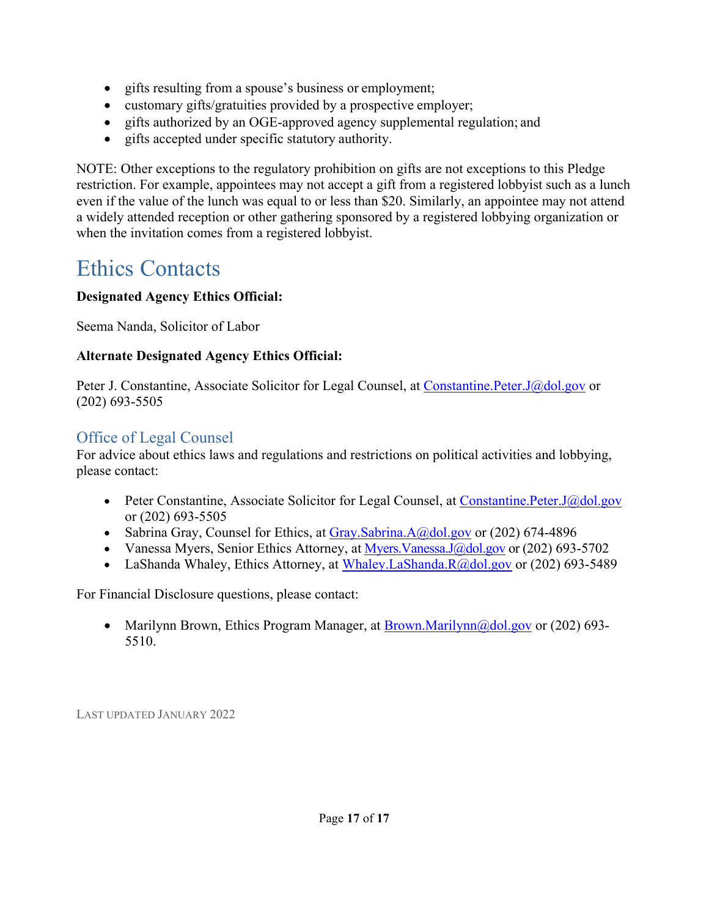- gifts resulting from a spouse's business or employment;
- customary gifts/gratuities provided by a prospective employer;
- gifts authorized by an OGE-approved agency supplemental regulation; and
- gifts accepted under specific statutory authority.

NOTE: Other exceptions to the regulatory prohibition on gifts are not exceptions to this Pledge restriction. For example, appointees may not accept a gift from a registered lobbyist such as a lunch even if the value of the lunch was equal to or less than $20. Similarly, an appointee may not attend a widely attended reception or other gathering sponsored by a registered lobbying organization or when the invitation comes from a registered lobbyist.

# Ethics Contacts

**Designated Agency Ethics Official:**

Seema Nanda, Solicitor of Labor

**Alternate Designated Agency Ethics Official:**

Peter J. Constantine, Associate Solicitor for Legal Counsel, at Constantine.Peter.J@dol.gov or (202) 693-5505

## Office of Legal Counsel

For advice about ethics laws and regulations and restrictions on political activities and lobbying, please contact:

- Peter Constantine, Associate Solicitor for Legal Counsel, at Constantine.Peter.J@dol.gov or (202) 693-5505
- Sabrina Gray, Counsel for Ethics, at Gray.Sabrina.A@dol.gov or (202) 674-4896
- Vanessa Myers, Senior Ethics Attorney, at Myers.Vanessa.J@dol.gov or (202) 693-5702
- LaShanda Whaley, Ethics Attorney, at Whaley.LaShanda.R@dol.gov or (202) 693-5489

For Financial Disclosure questions, please contact:

- Marilynn Brown, Ethics Program Manager, at Brown.Marilynn@dol.gov or (202) 693-5510.

LAST UPDATED JANUARY 2022